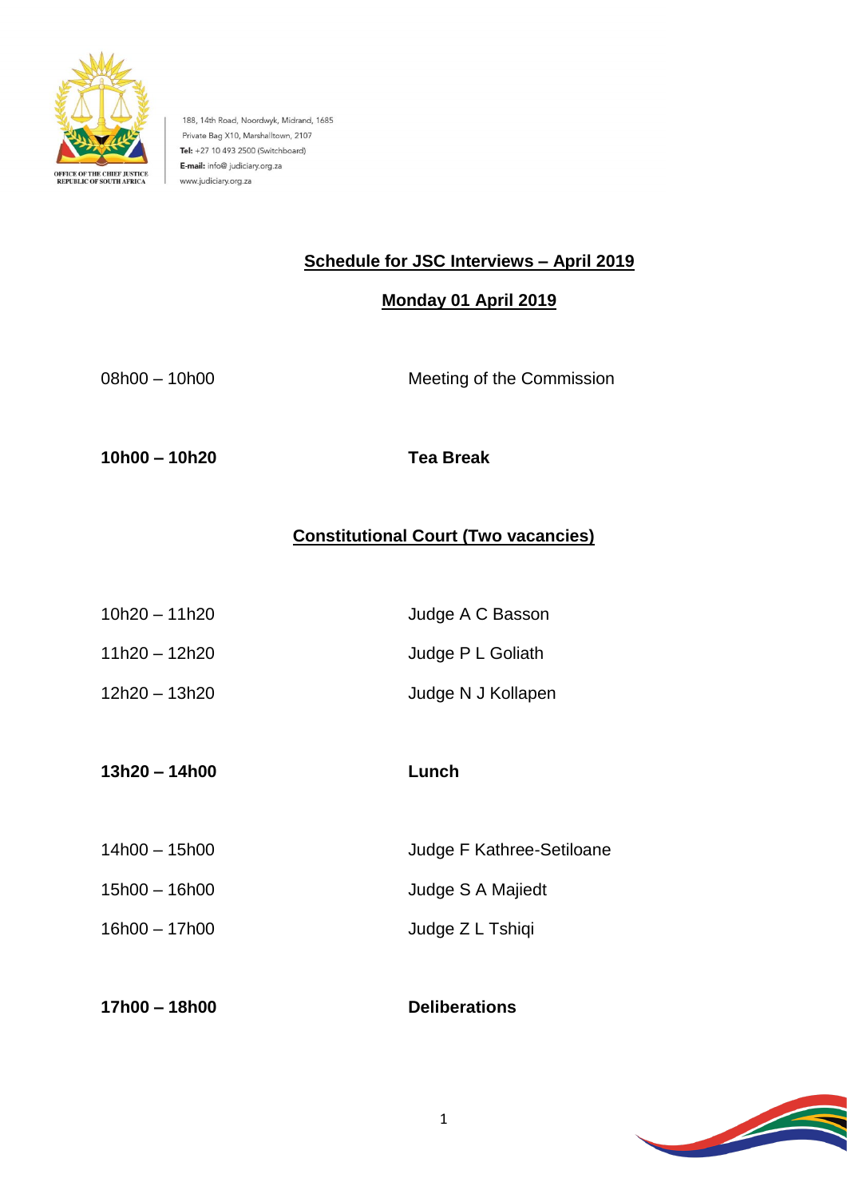OFFICE OF THE CHIEF JUSTICE
REPUBLIC OF SOUTH AFRICA

188, 14th Road, Noordwyk, Midrand, 1685
Private Bag X10, Marshalltown, 2107
**Tel:** +27 10 493 2500 (Switchboard)
**E-mail:** info@ judiciary.org.za
www.judiciary.org.za

## Schedule for JSC Interviews – April 2019

### Monday 01 April 2019

| | |
|---|---|
| 08h00 – 10h00 | Meeting of the Commission |
| **10h00 – 10h20** | **Tea Break** |

### Constitutional Court (Two vacancies)

| | |
|---|---|
| 10h20 – 11h20 | Judge A C Basson |
| 11h20 – 12h20 | Judge P L Goliath |
| 12h20 – 13h20 | Judge N J Kollapen |
| **13h20 – 14h00** | **Lunch** |
| 14h00 – 15h00 | Judge F Kathree-Setiloane |
| 15h00 – 16h00 | Judge S A Majiedt |
| 16h00 – 17h00 | Judge Z L Tshiqi |
| **17h00 – 18h00** | **Deliberations** |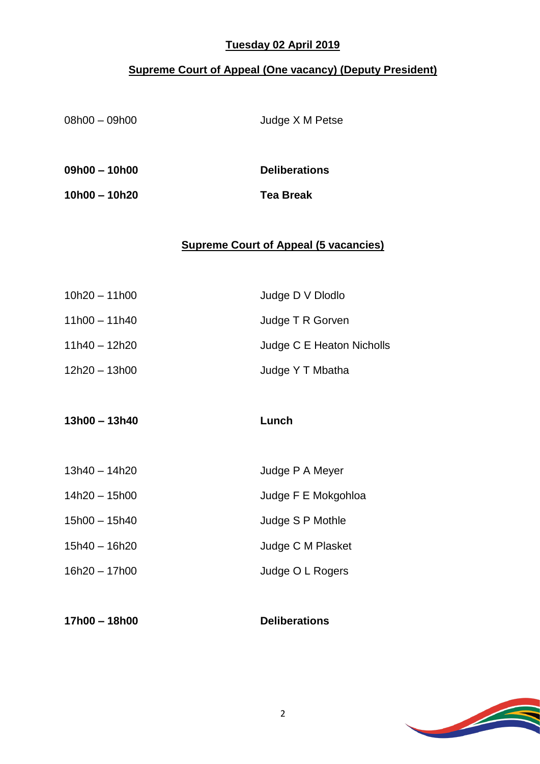## Tuesday 02 April 2019

## Supreme Court of Appeal (One vacancy) (Deputy President)

| | |
|---|---|
| 08h00 – 09h00 | Judge X M Petse |
| **09h00 – 10h00** | **Deliberations** |
| **10h00 – 10h20** | **Tea Break** |

## Supreme Court of Appeal (5 vacancies)

| | |
|---|---|
| 10h20 – 11h00 | Judge D V Dlodlo |
| 11h00 – 11h40 | Judge T R Gorven |
| 11h40 – 12h20 | Judge C E Heaton Nicholls |
| 12h20 – 13h00 | Judge Y T Mbatha |
| **13h00 – 13h40** | **Lunch** |
| 13h40 – 14h20 | Judge P A Meyer |
| 14h20 – 15h00 | Judge F E Mokgohloa |
| 15h00 – 15h40 | Judge S P Mothle |
| 15h40 – 16h20 | Judge C M Plasket |
| 16h20 – 17h00 | Judge O L Rogers |
| **17h00 – 18h00** | **Deliberations** |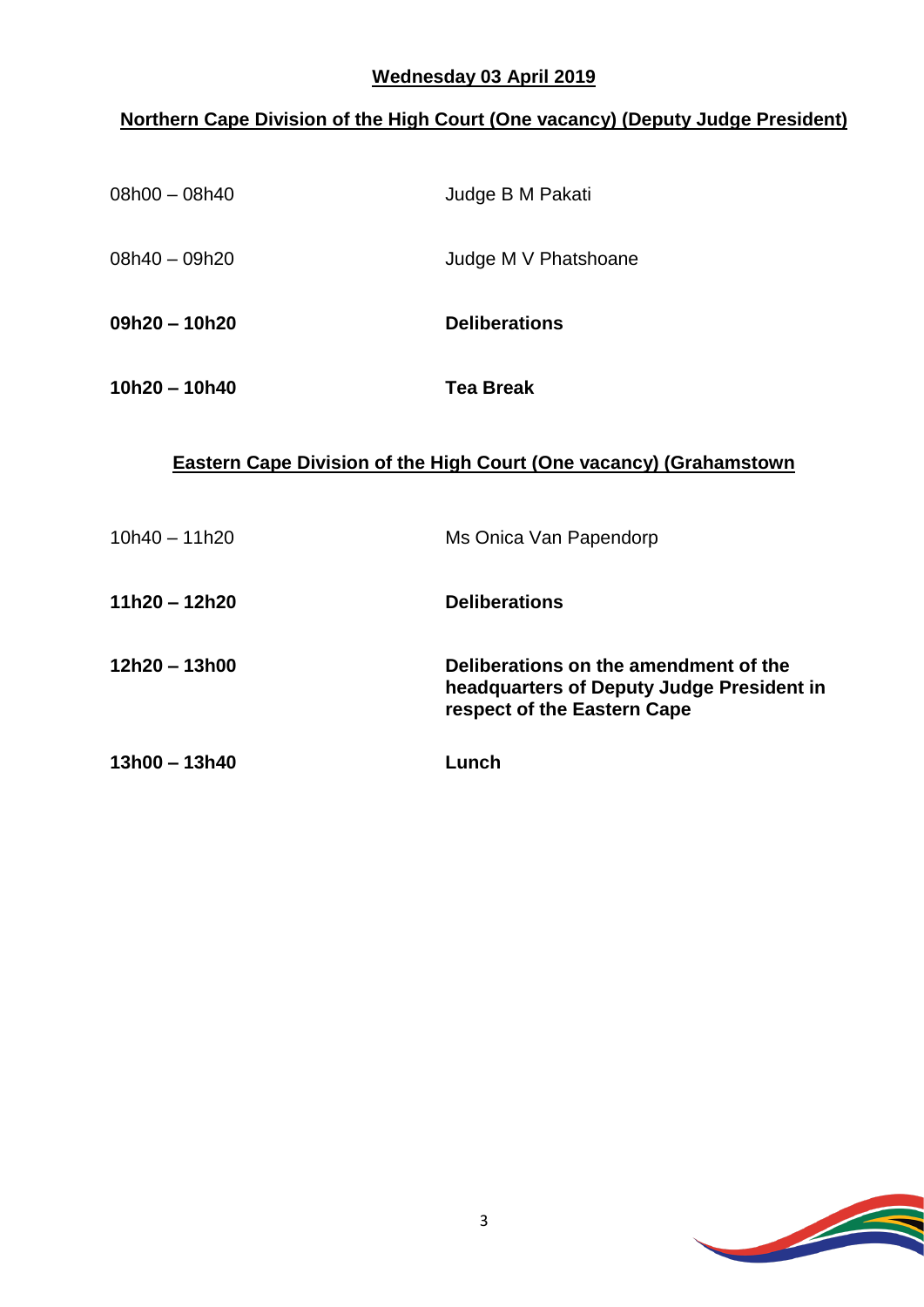**Wednesday 03 April 2019**

**Northern Cape Division of the High Court (One vacancy) (Deputy Judge President)**

| | |
|---|---|
| 08h00 – 08h40 | Judge B M Pakati |
| 08h40 – 09h20 | Judge M V Phatshoane |
| **09h20 – 10h20** | **Deliberations** |
| **10h20 – 10h40** | **Tea Break** |

**Eastern Cape Division of the High Court (One vacancy) (Grahamstown**

| | |
|---|---|
| 10h40 – 11h20 | Ms Onica Van Papendorp |
| **11h20 – 12h20** | **Deliberations** |
| **12h20 – 13h00** | **Deliberations on the amendment of the headquarters of Deputy Judge President in respect of the Eastern Cape** |
| **13h00 – 13h40** | **Lunch** |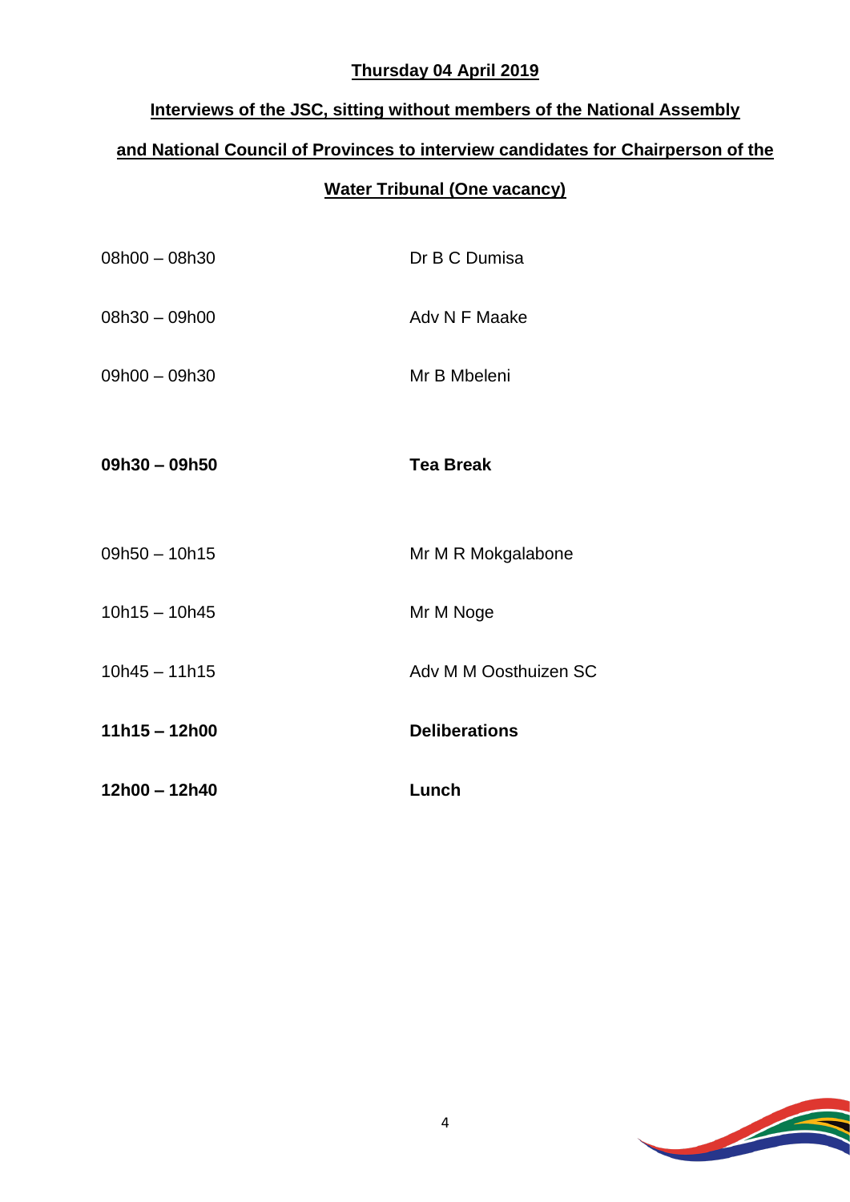**Thursday 04 April 2019**

**Interviews of the JSC, sitting without members of the National Assembly and National Council of Provinces to interview candidates for Chairperson of the Water Tribunal (One vacancy)**

| | |
|---|---|
| 08h00 – 08h30 | Dr B C Dumisa |
| 08h30 – 09h00 | Adv N F Maake |
| 09h00 – 09h30 | Mr B Mbeleni |
| **09h30 – 09h50** | **Tea Break** |
| 09h50 – 10h15 | Mr M R Mokgalabone |
| 10h15 – 10h45 | Mr M Noge |
| 10h45 – 11h15 | Adv M M Oosthuizen SC |
| **11h15 – 12h00** | **Deliberations** |
| **12h00 – 12h40** | **Lunch** |